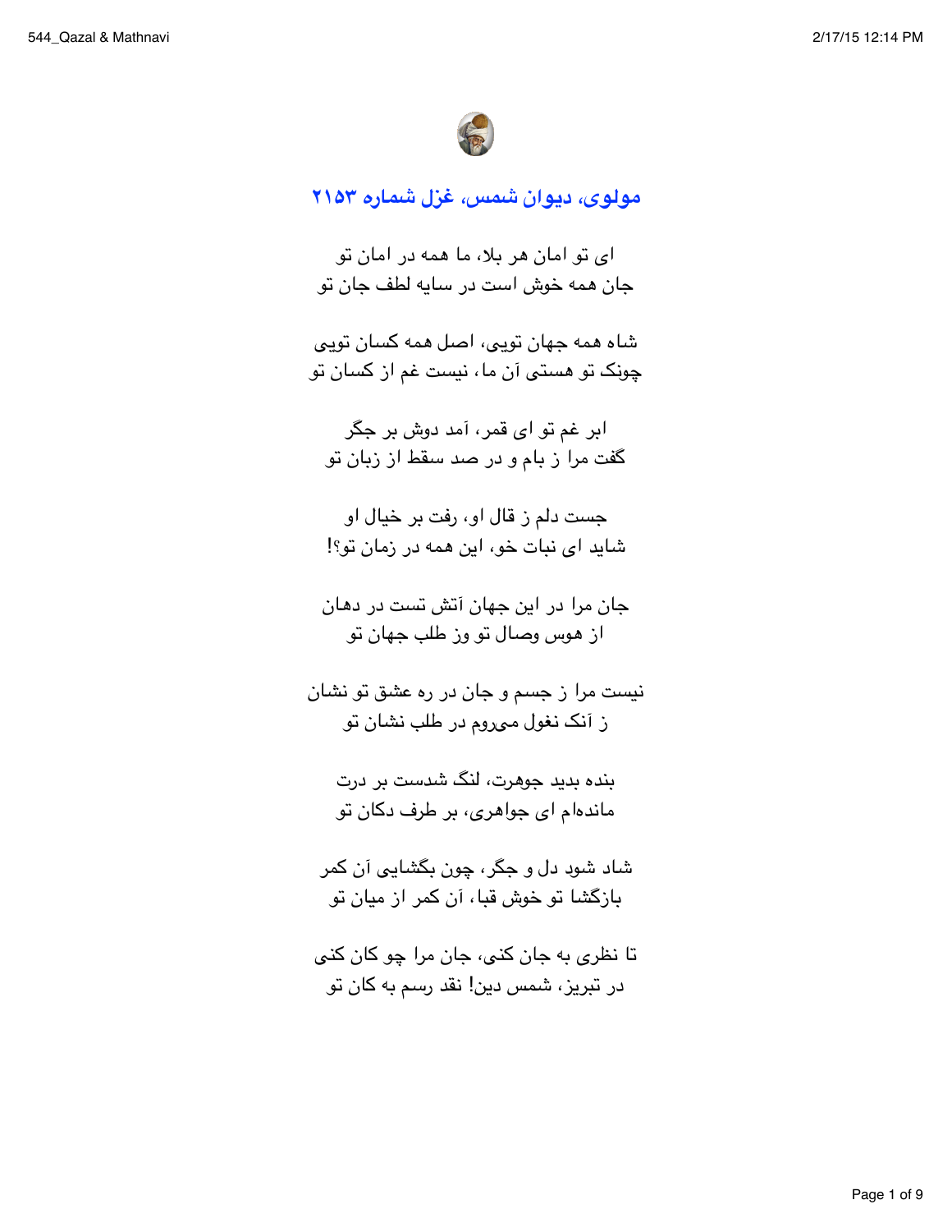## مولوی، دیوان شمس، غزل شماره ۲۱۵۳

ای تو امان هر بلا، ما همه در امان تو
جان همه خوش است در سایه لطف جان تو

شاه همه جهان تویی، اصل همه کسان تویی
چونک تو هستی آن ما، نیست غم از کسان تو

ابر غم تو ای قمر، آمد دوش بر جگر
گفت مرا ز بام و در صد سقط از زبان تو

جست دلم ز قال او، رفت بر خیال او
شاید ای نبات خو، این همه در زمان تو؟!

جان مرا در این جهان آتش تست در دهان
از هوس وصال تو وز طلب جهان تو

نیست مرا ز جسم و جان در ره عشق تو نشان
ز آنک نغول می‌روم در طلب نشان تو

بنده بدید جوهرت، لنگ شدست بر درت
مانده‌ام ای جواهری، بر طرف دکان تو

شاد شود دل و جگر، چون بگشایی آن کمر
بازگشا تو خوش قبا، آن کمر از میان تو

تا نظری به جان کنی، جان مرا چو کان کنی
در تبریز، شمس دین! نقد رسم به کان تو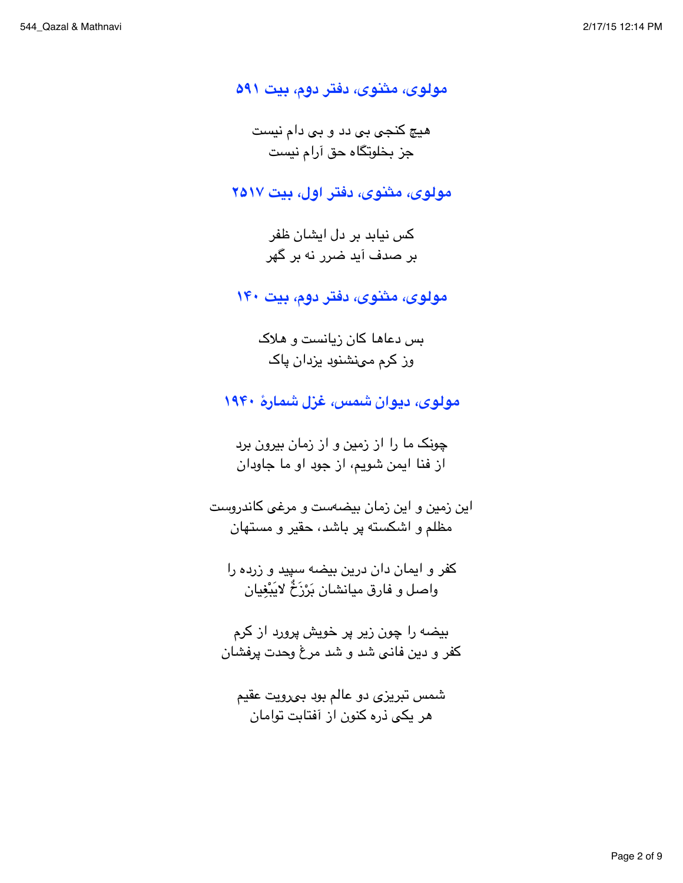## مولوی، مثنوی، دفتر دوم، بیت ۵۹۱

هیچ کنجی بی دد و بی دام نیست
جز بخلوتگاه حق آرام نیست

## مولوی، مثنوی، دفتر اول، بیت ۲۵۱۷

کس نیابد بر دل ایشان ظفر
بر صدف آید ضرر نه بر گهر

## مولوی، مثنوی، دفتر دوم، بیت ۱۴۰

بس دعاها کان زیانست و هلاک
وز کرم می‌نشنود یزدان پاک

## مولوی، دیوان شمس، غزل شمارهٔ ۱۹۴۰

چونک ما را از زمین و از زمان بیرون برد
از فنا ایمن شویم، از جود او ما جاودان

این زمین و این زمان بیضه‌ست و مرغی کاندروست
مظلم و اشکسته پر باشد، حقیر و مستهان

کفر و ایمان دان درین بیضه سپید و زرده را
واصل و فارق میانشان بَرْزَخٌ لایَبْغِیان

بیضه را چون زیر پر خویش پرورد از کرم
کفر و دین فانی شد و شد مرغ وحدت پرفشان

شمس تبریزی دو عالم بود بی‌رویت عقیم
هر یکی ذره کنون از آفتابت توامان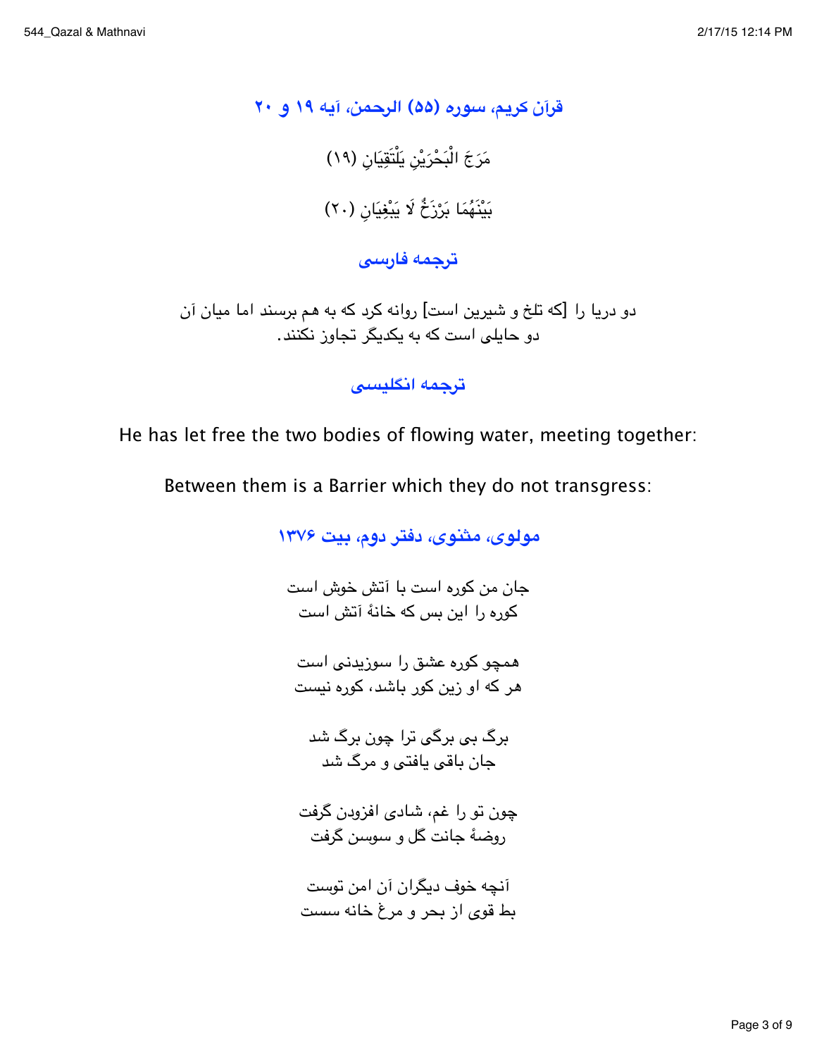### قرآن کریم، سوره (۵۵) الرحمن، آیه ۱۹ و ۲۰

مَرَجَ الْبَحْرَيْنِ يَلْتَقِيَانِ (۱۹)

بَيْنَهُمَا بَرْزَخٌ لَا يَبْغِيَانِ (۲۰)

### ترجمه فارسی

دو دریا را [که تلخ و شیرین است] روانه کرد که به هم برسند اما میان آن
دو حایلی است که به یکدیگر تجاوز نکنند.

### ترجمه انگلیسی

He has let free the two bodies of flowing water, meeting together:

Between them is a Barrier which they do not transgress:

### مولوی، مثنوی، دفتر دوم، بیت ۱۳۷۶

جان من کوره است با آتش خوش است
کوره را این بس که خانهٔ آتش است

همچو کوره عشق را سوزیدنی است
هر که او زین کور باشد، کوره نیست

برگ بی برگی ترا چون برگ شد
جان باقی یافتی و مرگ شد

چون تو را غم، شادی افزودن گرفت
روضهٔ جانت گل و سوسن گرفت

آنچه خوف دیگران آن امن توست
بط قوی از بحر و مرغ خانه سست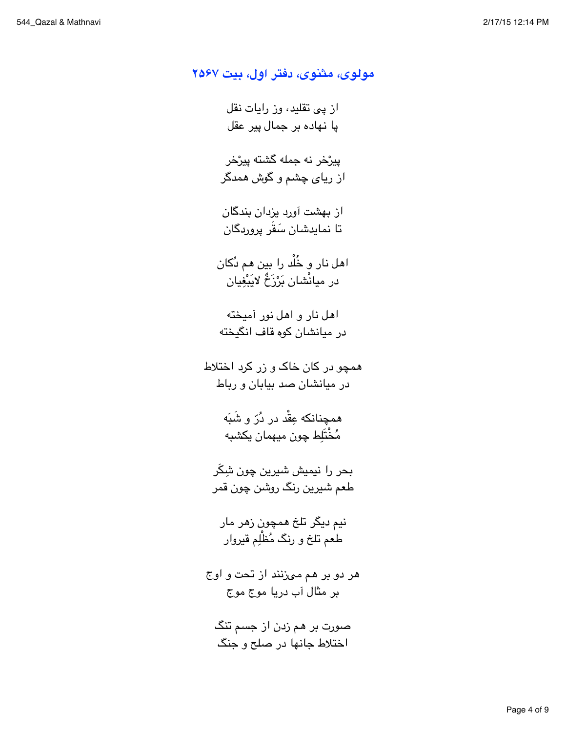## مولوی، مثنوی، دفتر اول، بیت ۲۵۶۷

از پی تقلید، وز رایات نقل
پا نهاده بر جمال پیر عقل

پیرْخر نه جمله گشته پیرْخر
از ریای چشم و گوش همدگر

از بهشت آورد یزدان بندگان
تا نمایدشان سَقَر پروردگان

اهل نار و خُلْد را بین هم دُکان
در میانْشان بَرْزَخٌ لایَبْغِیان

اهل نار و اهل نور آمیخته
در میانشان کوه قاف انگیخته

همچو در کان خاک و زر کرد اختلاط
در میانشان صد بیابان و رباط

همچنانکه عِقْد در دُرّ و شَبَه
مُخْتَلِط چون میهمان یکشبه

بحر را نیمیش شیرین چون شِکَر
طعم شیرین رنگ روشن چون قمر

نیم دیگر تلخ همچون زهر مار
طعم تلخ و رنگ مُظْلِم قیروار

هر دو بر هم می‌زنند از تحت و اوج
بر مثال آب دریا موج موج

صورت بر هم زدن از جسم تنگ
اختلاط جانها در صلح و جنگ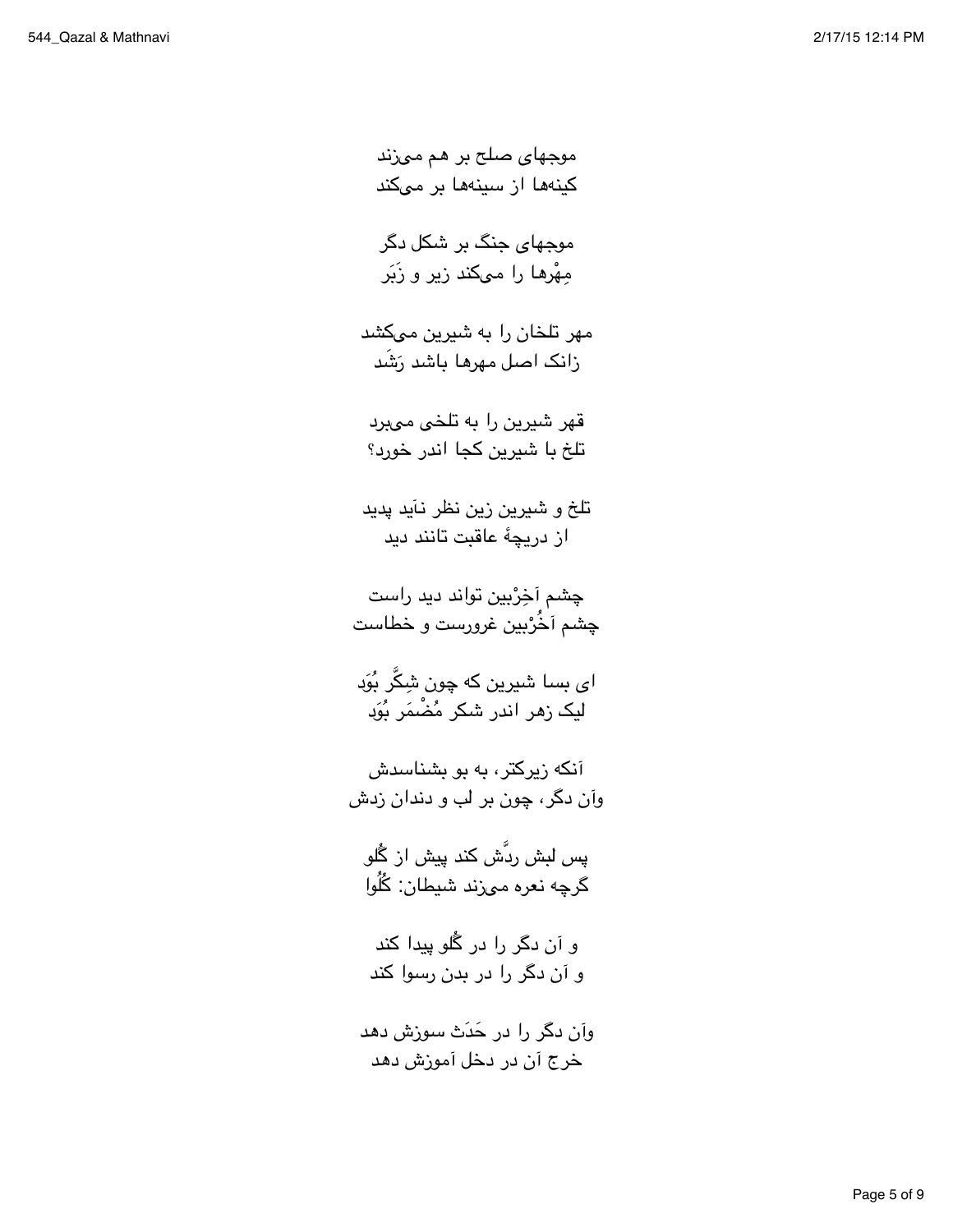موجهای صلح بر هم می‌زند
کینه‌ها از سینه‌ها بر می‌کند

موجهای جنگ بر شکل دگر
مِهْرها را می‌کند زیر و زَبَر

مهر تلخان را به شیرین می‌کشد
زانک اصل مهرها باشد رَشَد

قهر شیرین را به تلخی می‌برد
تلخ با شیرین کجا اندر خورد؟

تلخ و شیرین زین نظر نآید پدید
از دریچهٔ عاقبت تانند دید

چشم آخِرْبین تواند دید راست
چشم آخُرْبین غرورست و خطاست

ای بسا شیرین که چون شِکَّر بُوَد
لیک زهر اندر شکر مُضْمَر بُوَد

آنکه زیرکتر، به بو بشناسدش
وآن دگر، چون بر لب و دندان زدش

پس لبش ردَّش کند پیش از گُلو
گرچه نعره می‌زند شیطان: کُلُوا

و آن دگر را در گُلو پیدا کند
و آن دگر را در بدن رسوا کند

وآن دگر را در حَدَث سوزش دهد
خرج آن در دخل آموزش دهد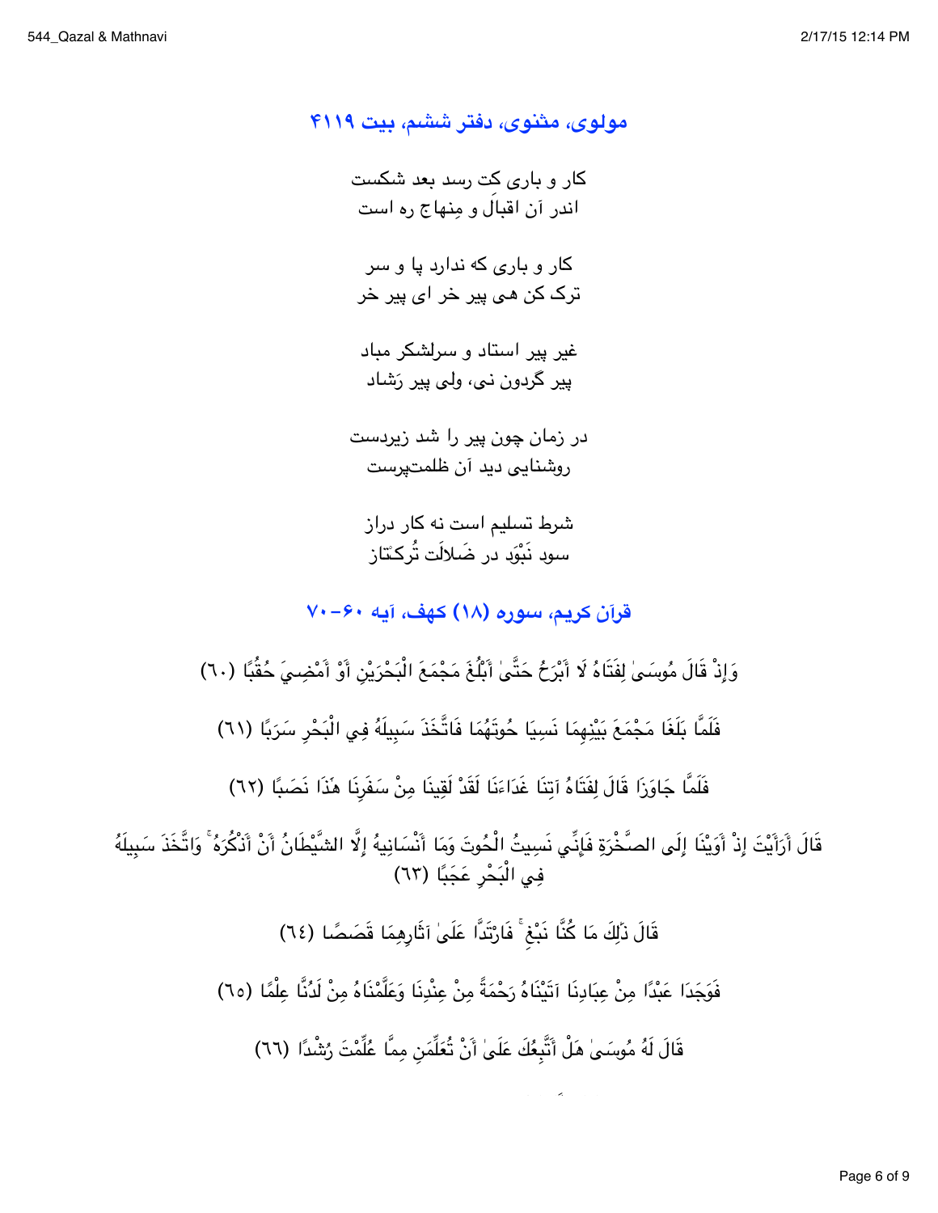### مولوی، مثنوی، دفتر ششم، بیت ۴۱۱۹

کار و باری کت رسد بعد شکست
اندر آن اقبال و مِنهاج ره است

کار و باری که ندارد پا و سر
ترک کن هی پیر خر ای پیر خر

غیر پیر استاد و سرلشکر مباد
پیر گردون نی، ولی پیر رَشاد

در زمان چون پیر را شد زیردست
روشنایی دید آن ظلمت‌پرست

شرط تسلیم است نه کار دراز
سود نَبْوَد در ضَلالَت تُرکتاز

### قرآن کریم، سوره (۱۸) کهف، آیه ۶۰-۷۰

وَإِذْ قَالَ مُوسَىٰ لِفَتَاهُ لَا أَبْرَحُ حَتَّىٰ أَبْلُغَ مَجْمَعَ الْبَحْرَيْنِ أَوْ أَمْضِيَ حُقُبًا (٦٠)

فَلَمَّا بَلَغَا مَجْمَعَ بَيْنِهِمَا نَسِيَا حُوتَهُمَا فَاتَّخَذَ سَبِيلَهُ فِي الْبَحْرِ سَرَبًا (٦١)

فَلَمَّا جَاوَزَا قَالَ لِفَتَاهُ آتِنَا غَدَاءَنَا لَقَدْ لَقِينَا مِنْ سَفَرِنَا هَٰذَا نَصَبًا (٦٢)

قَالَ أَرَأَيْتَ إِذْ أَوَيْنَا إِلَى الصَّخْرَةِ فَإِنِّي نَسِيتُ الْحُوتَ وَمَا أَنْسَانِيهُ إِلَّا الشَّيْطَانُ أَنْ أَذْكُرَهُ ۚ وَاتَّخَذَ سَبِيلَهُ فِي الْبَحْرِ عَجَبًا (٦٣)

قَالَ ذَٰلِكَ مَا كُنَّا نَبْغِ ۚ فَارْتَدَّا عَلَىٰ آثَارِهِمَا قَصَصًا (٦٤)

فَوَجَدَا عَبْدًا مِنْ عِبَادِنَا آتَيْنَاهُ رَحْمَةً مِنْ عِنْدِنَا وَعَلَّمْنَاهُ مِنْ لَدُنَّا عِلْمًا (٦٥)

قَالَ لَهُ مُوسَىٰ هَلْ أَتَّبِعُكَ عَلَىٰ أَنْ تُعَلِّمَنِ مِمَّا عُلِّمْتَ رُشْدًا (٦٦)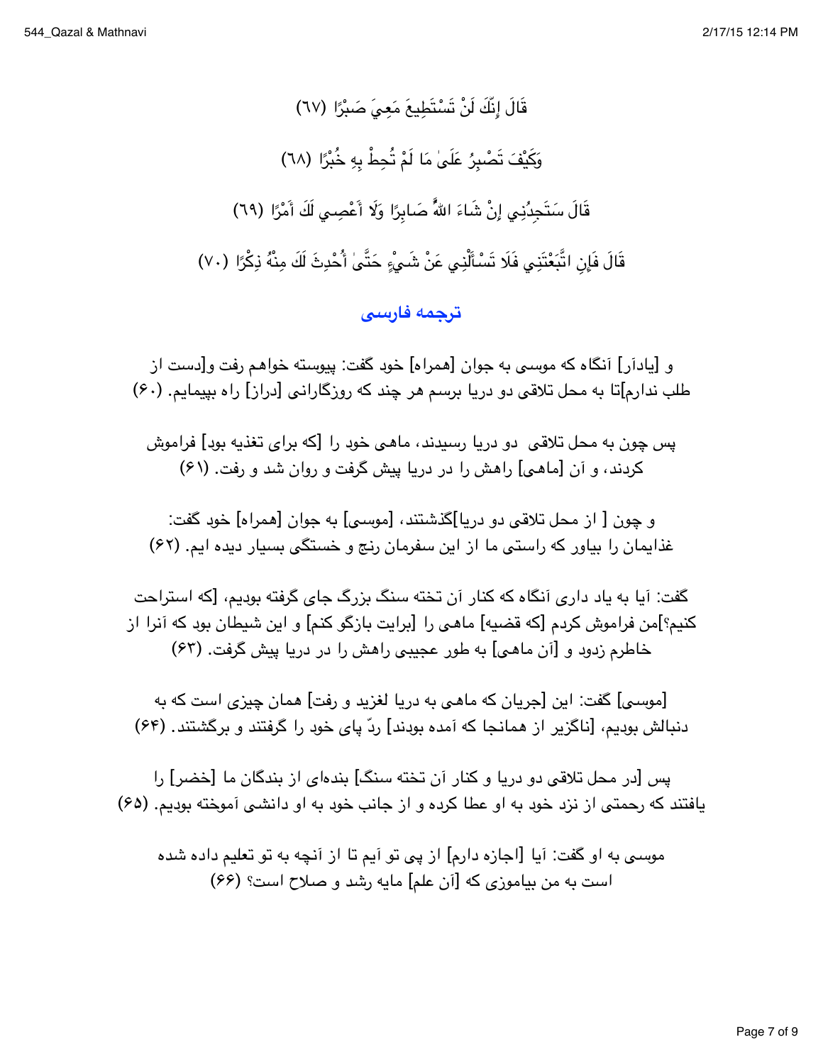قَالَ إِنَّكَ لَنْ تَسْتَطِيعَ مَعِيَ صَبْرًا (٦٧)

وَكَيْفَ تَصْبِرُ عَلَىٰ مَا لَمْ تُحِطْ بِهِ خُبْرًا (٦٨)

قَالَ سَتَجِدُنِي إِنْ شَاءَ اللَّهُ صَابِرًا وَلَا أَعْصِي لَكَ أَمْرًا (٦٩)

قَالَ فَإِنِ اتَّبَعْتَنِي فَلَا تَسْأَلْنِي عَنْ شَيْءٍ حَتَّىٰ أُحْدِثَ لَكَ مِنْهُ ذِكْرًا (٧٠)

## ترجمه فارسی

و [یادآر] آنگاه که موسی به جوان [همراه] خود گفت: پیوسته خواهم رفت و[دست از طلب ندارم]تا به محل تلاقی دو دریا برسم هر چند که روزگارانی [دراز] راه بپیمایم. (۶۰)

پس چون به محل تلاقی دو دریا رسیدند، ماهی خود را [که برای تغذیه بود] فراموش کردند، و آن [ماهی] راهش را در دریا پیش گرفت و روان شد و رفت. (۶۱)

و چون [ از محل تلاقی دو دریا]گذشتند، [موسی] به جوان [همراه] خود گفت: غذایمان را بیاور که راستی ما از این سفرمان رنج و خستگی بسیار دیده ایم. (۶۲)

گفت: آیا به یاد داری آنگاه که کنار آن تخته سنگ بزرگ جای گرفته بودیم، [که استراحت کنیم؟]من فراموش کردم [که قضیه] ماهی را [برایت بازگو کنم] و این شیطان بود که آنرا از خاطرم زدود و [آن ماهی] به طور عجیبی راهش را در دریا پیش گرفت. (۶۳)

[موسی] گفت: این [جریان که ماهی به دریا لغزید و رفت] همان چیزی است که به دنبالش بودیم، [ناگزیر از همانجا که آمده بودند] ردّ پای خود را گرفتند و برگشتند. (۶۴)

پس [در محل تلاقی دو دریا و کنار آن تخته سنگ] بنده‌ای از بندگان ما [خضر] را یافتند که رحمتی از نزد خود به او عطا کرده و از جانب خود به او دانشی آموخته بودیم. (۶۵)

موسی به او گفت: آیا [اجازه دارم] از پی تو آیم تا از آنچه به تو تعلیم داده شده است به من بیاموزی که [آن علم] مایه رشد و صلاح است؟ (۶۶)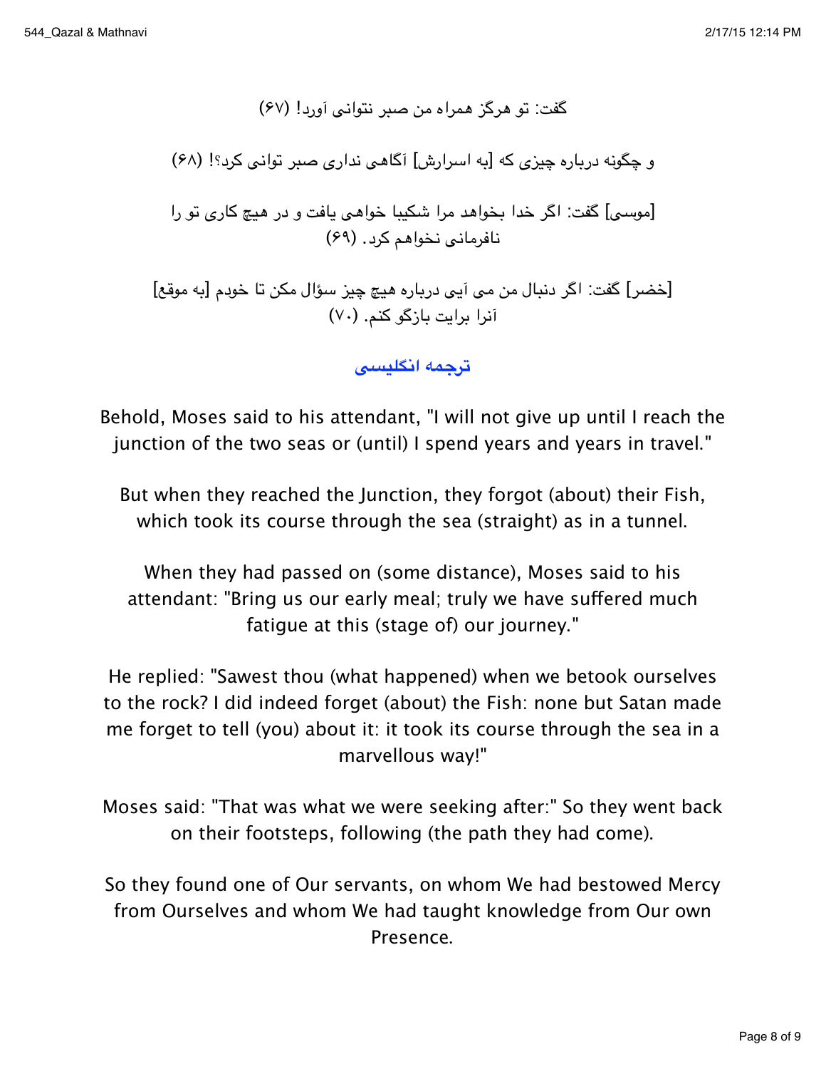گفت: تو هرگز همراه من صبر نتوانی آورد! (۶۷)

و چگونه درباره چیزی که [به اسرارش] آگاهی نداری صبر توانی کرد؟! (۶۸)

[موسی] گفت: اگر خدا بخواهد مرا شکیبا خواهی یافت و در هیچ کاری تو را نافرمانی نخواهم کرد. (۶۹)

[خضر] گفت: اگر دنبال من می آیی درباره هیچ چیز سؤال مکن تا خودم [به موقع] آنرا برایت بازگو کنم. (۷۰)

## ترجمه انگلیسی

Behold, Moses said to his attendant, "I will not give up until I reach the junction of the two seas or (until) I spend years and years in travel."

But when they reached the Junction, they forgot (about) their Fish, which took its course through the sea (straight) as in a tunnel.

When they had passed on (some distance), Moses said to his attendant: "Bring us our early meal; truly we have suffered much fatigue at this (stage of) our journey."

He replied: "Sawest thou (what happened) when we betook ourselves to the rock? I did indeed forget (about) the Fish: none but Satan made me forget to tell (you) about it: it took its course through the sea in a marvellous way!"

Moses said: "That was what we were seeking after:" So they went back on their footsteps, following (the path they had come).

So they found one of Our servants, on whom We had bestowed Mercy from Ourselves and whom We had taught knowledge from Our own Presence.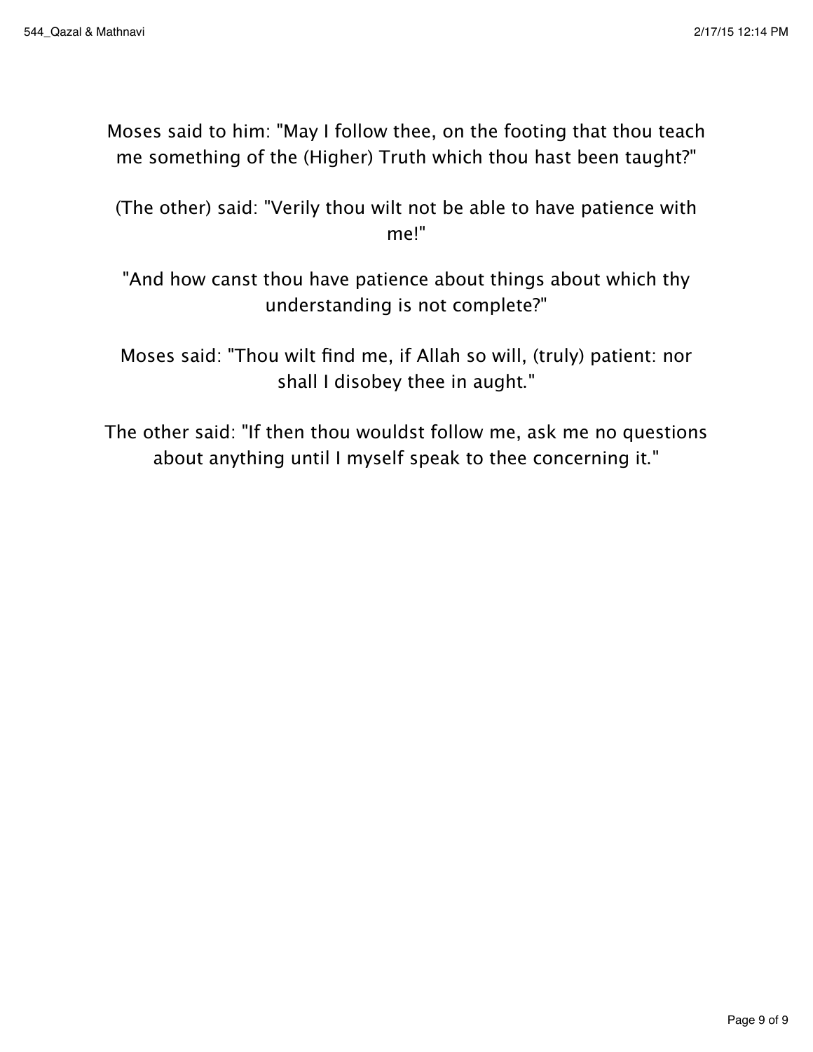Moses said to him: "May I follow thee, on the footing that thou teach me something of the (Higher) Truth which thou hast been taught?"

(The other) said: "Verily thou wilt not be able to have patience with me!"

"And how canst thou have patience about things about which thy understanding is not complete?"

Moses said: "Thou wilt find me, if Allah so will, (truly) patient: nor shall I disobey thee in aught."

The other said: "If then thou wouldst follow me, ask me no questions about anything until I myself speak to thee concerning it."